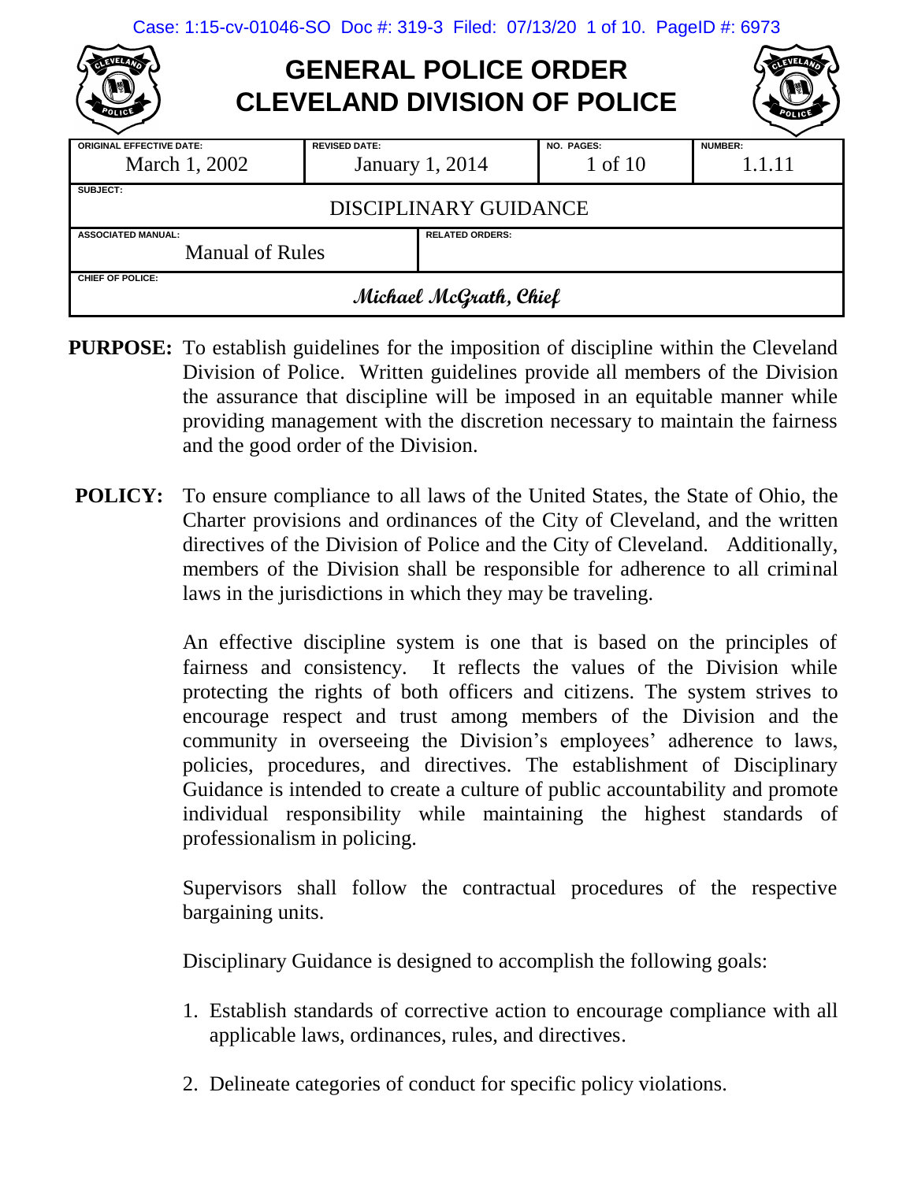# GENERAL POLICE ORDER
# CLEVELAND DIVISION OF POLICE

| ORIGINAL EFFECTIVE DATE: | REVISED DATE: | NO. PAGES: | NUMBER: |
|---|---|---|---|
| March 1, 2002 | January 1, 2014 | 1 of 10 | 1.1.11 |

**SUBJECT:** DISCIPLINARY GUIDANCE

| ASSOCIATED MANUAL: | RELATED ORDERS: |
|---|---|
| Manual of Rules | |

**CHIEF OF POLICE:** *Michael McGrath, Chief*

**PURPOSE:** To establish guidelines for the imposition of discipline within the Cleveland Division of Police. Written guidelines provide all members of the Division the assurance that discipline will be imposed in an equitable manner while providing management with the discretion necessary to maintain the fairness and the good order of the Division.

**POLICY:** To ensure compliance to all laws of the United States, the State of Ohio, the Charter provisions and ordinances of the City of Cleveland, and the written directives of the Division of Police and the City of Cleveland. Additionally, members of the Division shall be responsible for adherence to all criminal laws in the jurisdictions in which they may be traveling.

An effective discipline system is one that is based on the principles of fairness and consistency. It reflects the values of the Division while protecting the rights of both officers and citizens. The system strives to encourage respect and trust among members of the Division and the community in overseeing the Division's employees' adherence to laws, policies, procedures, and directives. The establishment of Disciplinary Guidance is intended to create a culture of public accountability and promote individual responsibility while maintaining the highest standards of professionalism in policing.

Supervisors shall follow the contractual procedures of the respective bargaining units.

Disciplinary Guidance is designed to accomplish the following goals:

1. Establish standards of corrective action to encourage compliance with all applicable laws, ordinances, rules, and directives.
2. Delineate categories of conduct for specific policy violations.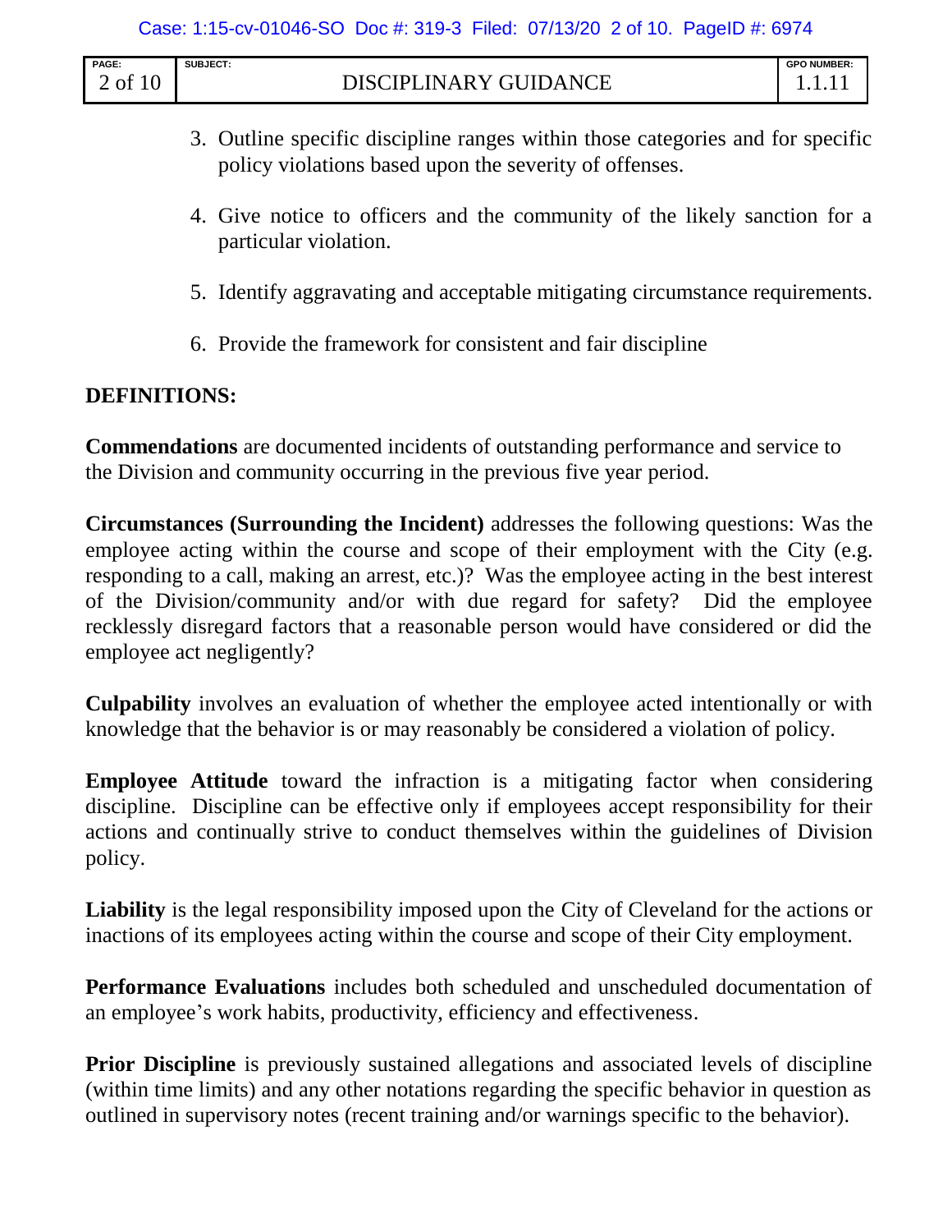3. Outline specific discipline ranges within those categories and for specific policy violations based upon the severity of offenses.

4. Give notice to officers and the community of the likely sanction for a particular violation.

5. Identify aggravating and acceptable mitigating circumstance requirements.

6. Provide the framework for consistent and fair discipline

**DEFINITIONS:**

**Commendations** are documented incidents of outstanding performance and service to the Division and community occurring in the previous five year period.

**Circumstances (Surrounding the Incident)** addresses the following questions: Was the employee acting within the course and scope of their employment with the City (e.g. responding to a call, making an arrest, etc.)? Was the employee acting in the best interest of the Division/community and/or with due regard for safety? Did the employee recklessly disregard factors that a reasonable person would have considered or did the employee act negligently?

**Culpability** involves an evaluation of whether the employee acted intentionally or with knowledge that the behavior is or may reasonably be considered a violation of policy.

**Employee Attitude** toward the infraction is a mitigating factor when considering discipline. Discipline can be effective only if employees accept responsibility for their actions and continually strive to conduct themselves within the guidelines of Division policy.

**Liability** is the legal responsibility imposed upon the City of Cleveland for the actions or inactions of its employees acting within the course and scope of their City employment.

**Performance Evaluations** includes both scheduled and unscheduled documentation of an employee's work habits, productivity, efficiency and effectiveness.

**Prior Discipline** is previously sustained allegations and associated levels of discipline (within time limits) and any other notations regarding the specific behavior in question as outlined in supervisory notes (recent training and/or warnings specific to the behavior).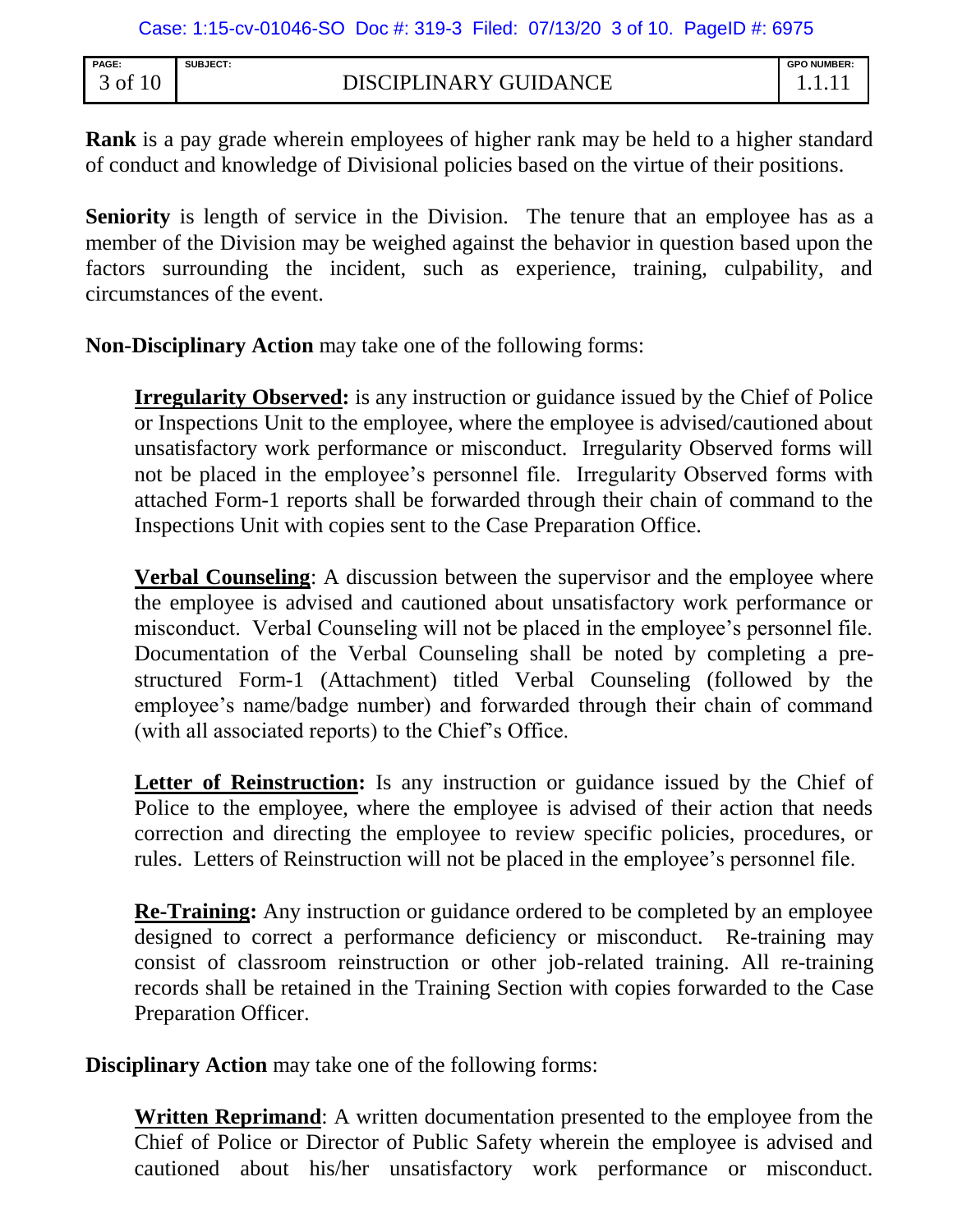**Rank** is a pay grade wherein employees of higher rank may be held to a higher standard of conduct and knowledge of Divisional policies based on the virtue of their positions.

**Seniority** is length of service in the Division. The tenure that an employee has as a member of the Division may be weighed against the behavior in question based upon the factors surrounding the incident, such as experience, training, culpability, and circumstances of the event.

**Non-Disciplinary Action** may take one of the following forms:

> **Irregularity Observed:** is any instruction or guidance issued by the Chief of Police or Inspections Unit to the employee, where the employee is advised/cautioned about unsatisfactory work performance or misconduct. Irregularity Observed forms will not be placed in the employee's personnel file. Irregularity Observed forms with attached Form-1 reports shall be forwarded through their chain of command to the Inspections Unit with copies sent to the Case Preparation Office.
>
> **Verbal Counseling**: A discussion between the supervisor and the employee where the employee is advised and cautioned about unsatisfactory work performance or misconduct. Verbal Counseling will not be placed in the employee's personnel file. Documentation of the Verbal Counseling shall be noted by completing a pre-structured Form-1 (Attachment) titled Verbal Counseling (followed by the employee's name/badge number) and forwarded through their chain of command (with all associated reports) to the Chief's Office.
>
> **Letter of Reinstruction:** Is any instruction or guidance issued by the Chief of Police to the employee, where the employee is advised of their action that needs correction and directing the employee to review specific policies, procedures, or rules. Letters of Reinstruction will not be placed in the employee's personnel file.
>
> **Re-Training:** Any instruction or guidance ordered to be completed by an employee designed to correct a performance deficiency or misconduct. Re-training may consist of classroom reinstruction or other job-related training. All re-training records shall be retained in the Training Section with copies forwarded to the Case Preparation Officer.

**Disciplinary Action** may take one of the following forms:

> **Written Reprimand**: A written documentation presented to the employee from the Chief of Police or Director of Public Safety wherein the employee is advised and cautioned about his/her unsatisfactory work performance or misconduct.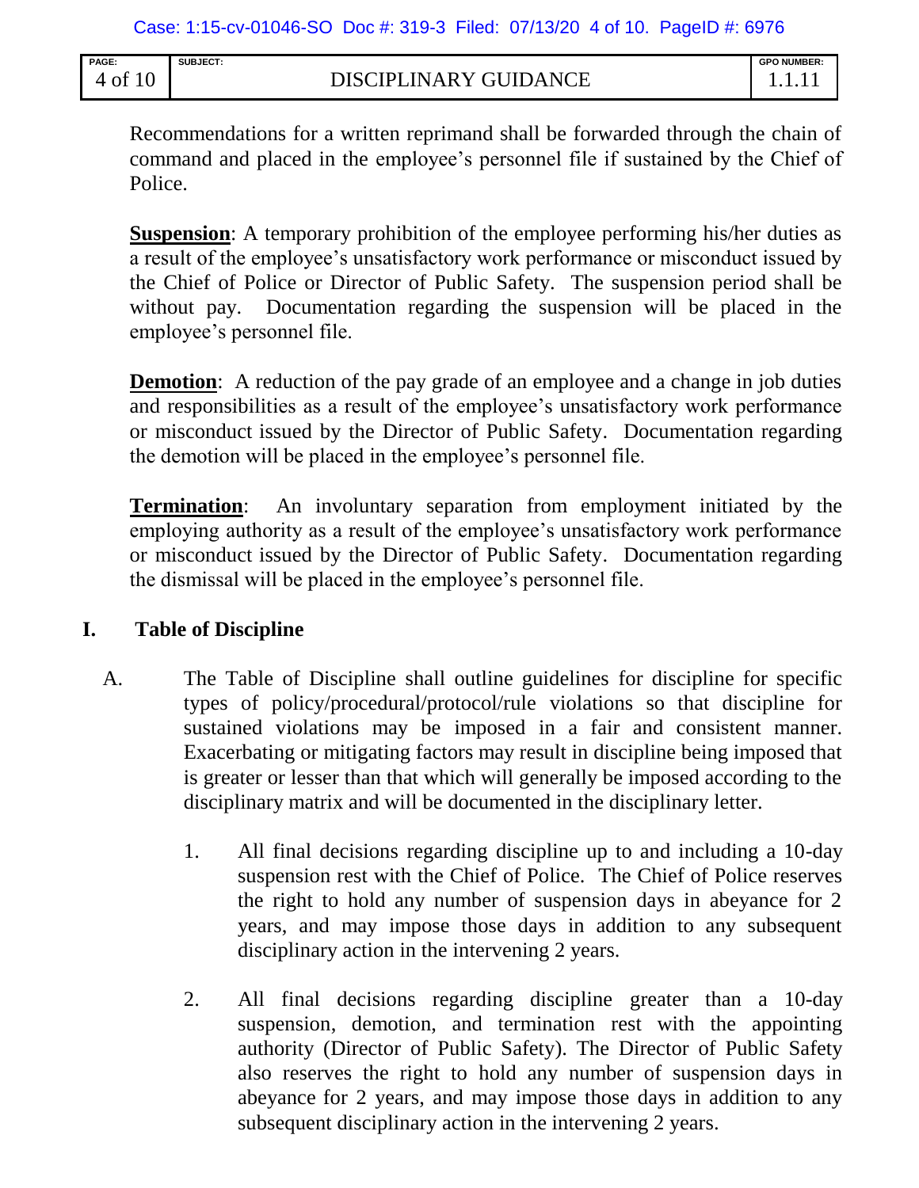Recommendations for a written reprimand shall be forwarded through the chain of command and placed in the employee's personnel file if sustained by the Chief of Police.

**Suspension**: A temporary prohibition of the employee performing his/her duties as a result of the employee's unsatisfactory work performance or misconduct issued by the Chief of Police or Director of Public Safety. The suspension period shall be without pay. Documentation regarding the suspension will be placed in the employee's personnel file.

**Demotion**: A reduction of the pay grade of an employee and a change in job duties and responsibilities as a result of the employee's unsatisfactory work performance or misconduct issued by the Director of Public Safety. Documentation regarding the demotion will be placed in the employee's personnel file.

**Termination**: An involuntary separation from employment initiated by the employing authority as a result of the employee's unsatisfactory work performance or misconduct issued by the Director of Public Safety. Documentation regarding the dismissal will be placed in the employee's personnel file.

## I. Table of Discipline

A. The Table of Discipline shall outline guidelines for discipline for specific types of policy/procedural/protocol/rule violations so that discipline for sustained violations may be imposed in a fair and consistent manner. Exacerbating or mitigating factors may result in discipline being imposed that is greater or lesser than that which will generally be imposed according to the disciplinary matrix and will be documented in the disciplinary letter.

1. All final decisions regarding discipline up to and including a 10-day suspension rest with the Chief of Police. The Chief of Police reserves the right to hold any number of suspension days in abeyance for 2 years, and may impose those days in addition to any subsequent disciplinary action in the intervening 2 years.

2. All final decisions regarding discipline greater than a 10-day suspension, demotion, and termination rest with the appointing authority (Director of Public Safety). The Director of Public Safety also reserves the right to hold any number of suspension days in abeyance for 2 years, and may impose those days in addition to any subsequent disciplinary action in the intervening 2 years.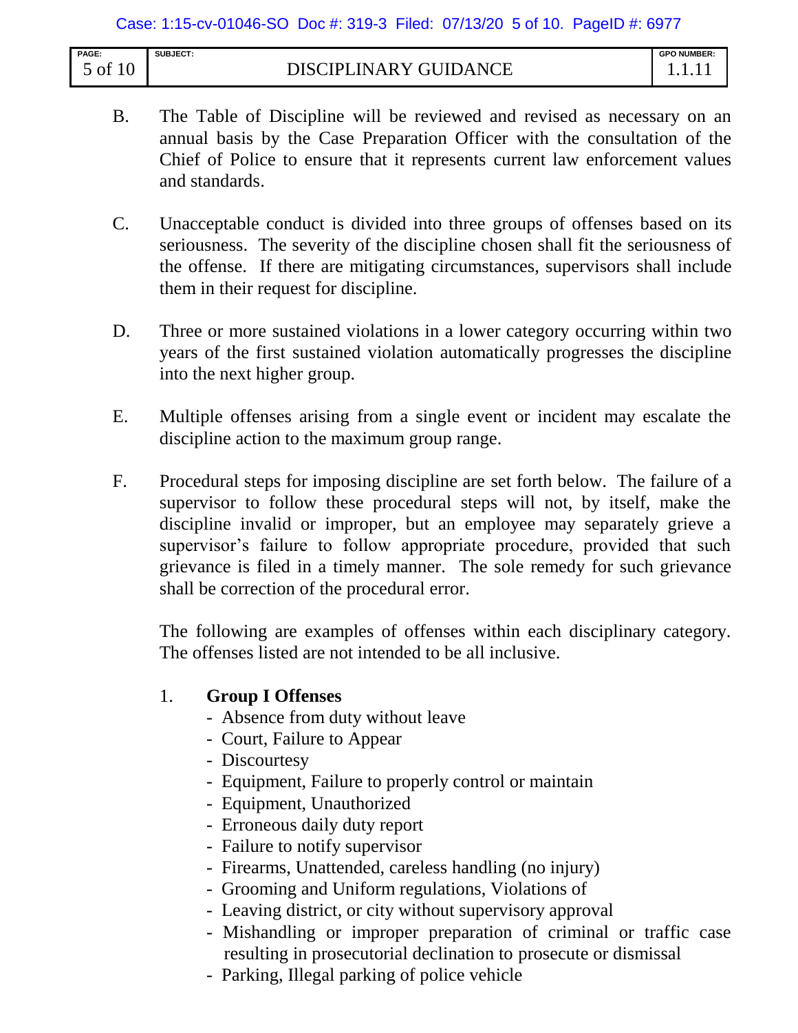B. The Table of Discipline will be reviewed and revised as necessary on an annual basis by the Case Preparation Officer with the consultation of the Chief of Police to ensure that it represents current law enforcement values and standards.

C. Unacceptable conduct is divided into three groups of offenses based on its seriousness. The severity of the discipline chosen shall fit the seriousness of the offense. If there are mitigating circumstances, supervisors shall include them in their request for discipline.

D. Three or more sustained violations in a lower category occurring within two years of the first sustained violation automatically progresses the discipline into the next higher group.

E. Multiple offenses arising from a single event or incident may escalate the discipline action to the maximum group range.

F. Procedural steps for imposing discipline are set forth below. The failure of a supervisor to follow these procedural steps will not, by itself, make the discipline invalid or improper, but an employee may separately grieve a supervisor's failure to follow appropriate procedure, provided that such grievance is filed in a timely manner. The sole remedy for such grievance shall be correction of the procedural error.

The following are examples of offenses within each disciplinary category. The offenses listed are not intended to be all inclusive.

1. **Group I Offenses**
   - Absence from duty without leave
   - Court, Failure to Appear
   - Discourtesy
   - Equipment, Failure to properly control or maintain
   - Equipment, Unauthorized
   - Erroneous daily duty report
   - Failure to notify supervisor
   - Firearms, Unattended, careless handling (no injury)
   - Grooming and Uniform regulations, Violations of
   - Leaving district, or city without supervisory approval
   - Mishandling or improper preparation of criminal or traffic case resulting in prosecutorial declination to prosecute or dismissal
   - Parking, Illegal parking of police vehicle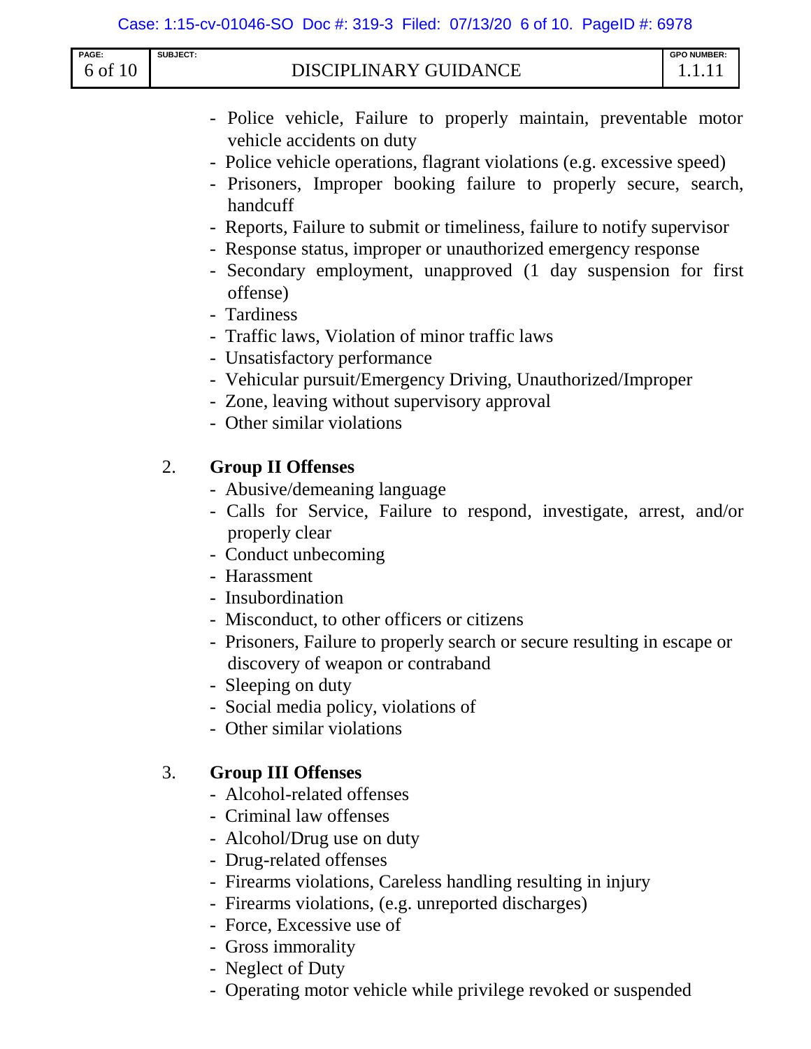- Police vehicle, Failure to properly maintain, preventable motor vehicle accidents on duty
- Police vehicle operations, flagrant violations (e.g. excessive speed)
- Prisoners, Improper booking failure to properly secure, search, handcuff
- Reports, Failure to submit or timeliness, failure to notify supervisor
- Response status, improper or unauthorized emergency response
- Secondary employment, unapproved (1 day suspension for first offense)
- Tardiness
- Traffic laws, Violation of minor traffic laws
- Unsatisfactory performance
- Vehicular pursuit/Emergency Driving, Unauthorized/Improper
- Zone, leaving without supervisory approval
- Other similar violations

2. **Group II Offenses**
   - Abusive/demeaning language
   - Calls for Service, Failure to respond, investigate, arrest, and/or properly clear
   - Conduct unbecoming
   - Harassment
   - Insubordination
   - Misconduct, to other officers or citizens
   - Prisoners, Failure to properly search or secure resulting in escape or discovery of weapon or contraband
   - Sleeping on duty
   - Social media policy, violations of
   - Other similar violations

3. **Group III Offenses**
   - Alcohol-related offenses
   - Criminal law offenses
   - Alcohol/Drug use on duty
   - Drug-related offenses
   - Firearms violations, Careless handling resulting in injury
   - Firearms violations, (e.g. unreported discharges)
   - Force, Excessive use of
   - Gross immorality
   - Neglect of Duty
   - Operating motor vehicle while privilege revoked or suspended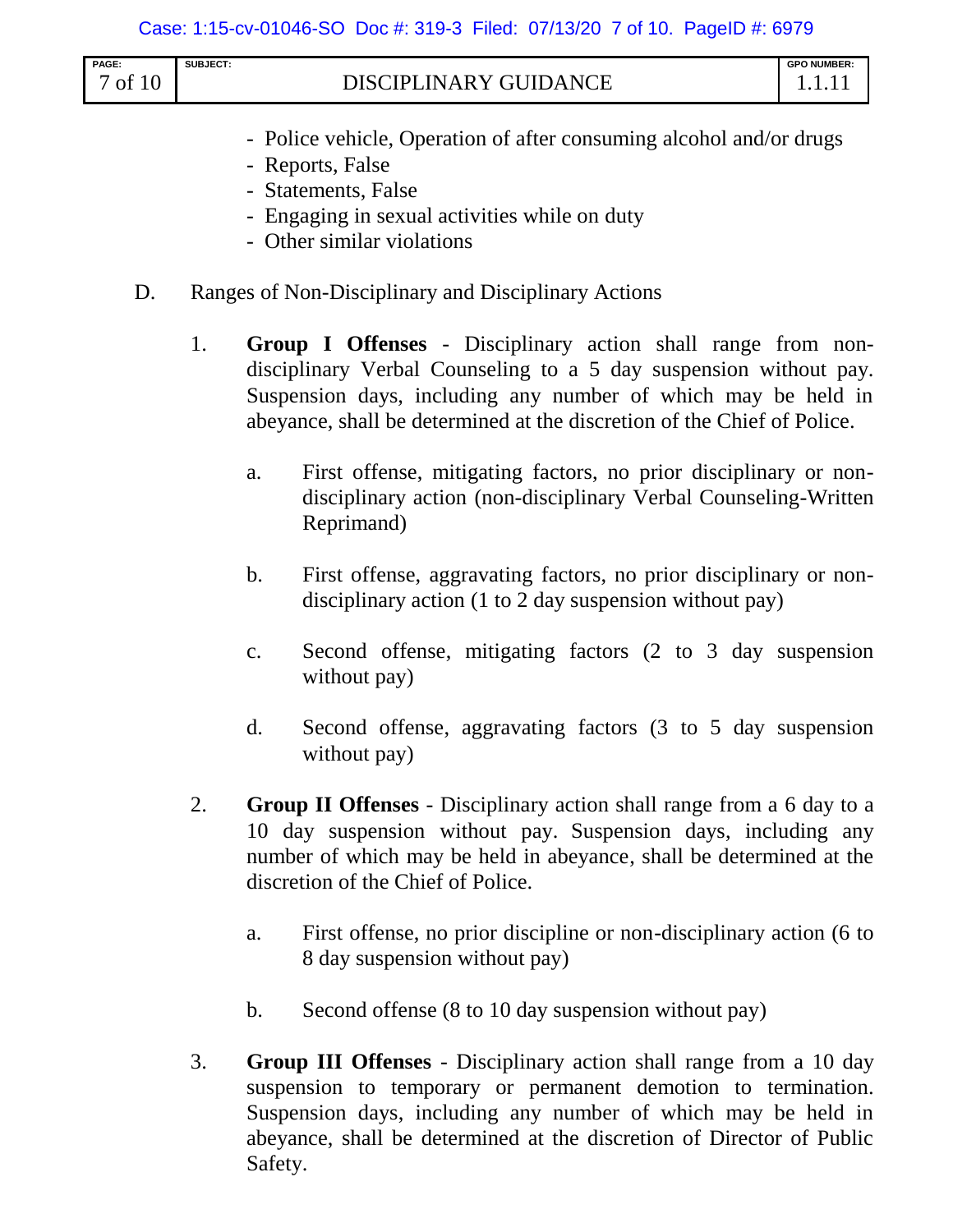- Police vehicle, Operation of after consuming alcohol and/or drugs
- Reports, False
- Statements, False
- Engaging in sexual activities while on duty
- Other similar violations

D. Ranges of Non-Disciplinary and Disciplinary Actions

1. **Group I Offenses** - Disciplinary action shall range from non-disciplinary Verbal Counseling to a 5 day suspension without pay. Suspension days, including any number of which may be held in abeyance, shall be determined at the discretion of the Chief of Police.

   a. First offense, mitigating factors, no prior disciplinary or non-disciplinary action (non-disciplinary Verbal Counseling-Written Reprimand)

   b. First offense, aggravating factors, no prior disciplinary or non-disciplinary action (1 to 2 day suspension without pay)

   c. Second offense, mitigating factors (2 to 3 day suspension without pay)

   d. Second offense, aggravating factors (3 to 5 day suspension without pay)

2. **Group II Offenses** - Disciplinary action shall range from a 6 day to a 10 day suspension without pay. Suspension days, including any number of which may be held in abeyance, shall be determined at the discretion of the Chief of Police.

   a. First offense, no prior discipline or non-disciplinary action (6 to 8 day suspension without pay)

   b. Second offense (8 to 10 day suspension without pay)

3. **Group III Offenses** - Disciplinary action shall range from a 10 day suspension to temporary or permanent demotion to termination. Suspension days, including any number of which may be held in abeyance, shall be determined at the discretion of Director of Public Safety.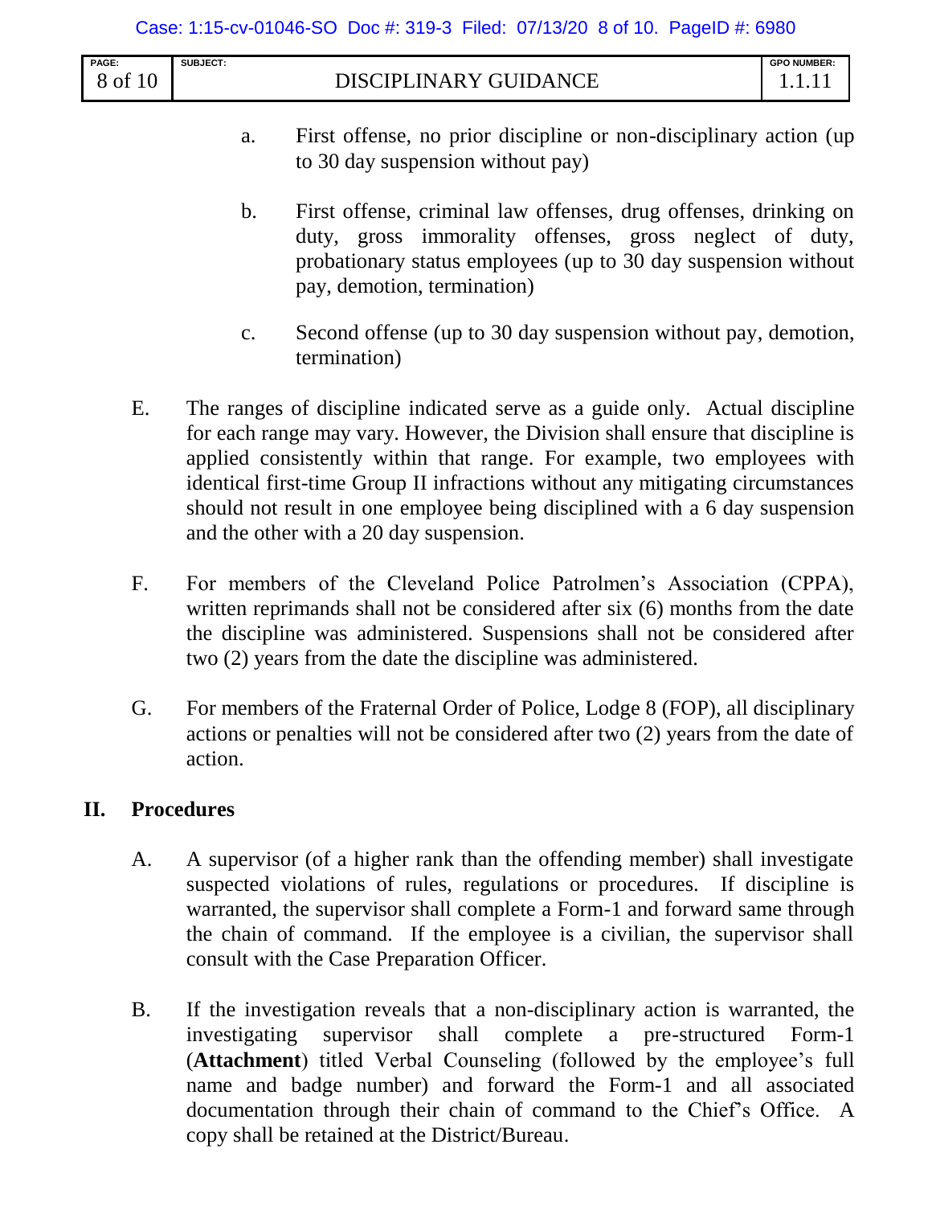a. First offense, no prior discipline or non-disciplinary action (up to 30 day suspension without pay)

b. First offense, criminal law offenses, drug offenses, drinking on duty, gross immorality offenses, gross neglect of duty, probationary status employees (up to 30 day suspension without pay, demotion, termination)

c. Second offense (up to 30 day suspension without pay, demotion, termination)

E. The ranges of discipline indicated serve as a guide only. Actual discipline for each range may vary. However, the Division shall ensure that discipline is applied consistently within that range. For example, two employees with identical first-time Group II infractions without any mitigating circumstances should not result in one employee being disciplined with a 6 day suspension and the other with a 20 day suspension.

F. For members of the Cleveland Police Patrolmen's Association (CPPA), written reprimands shall not be considered after six (6) months from the date the discipline was administered. Suspensions shall not be considered after two (2) years from the date the discipline was administered.

G. For members of the Fraternal Order of Police, Lodge 8 (FOP), all disciplinary actions or penalties will not be considered after two (2) years from the date of action.

## II. Procedures

A. A supervisor (of a higher rank than the offending member) shall investigate suspected violations of rules, regulations or procedures. If discipline is warranted, the supervisor shall complete a Form-1 and forward same through the chain of command. If the employee is a civilian, the supervisor shall consult with the Case Preparation Officer.

B. If the investigation reveals that a non-disciplinary action is warranted, the investigating supervisor shall complete a pre-structured Form-1 (**Attachment**) titled Verbal Counseling (followed by the employee's full name and badge number) and forward the Form-1 and all associated documentation through their chain of command to the Chief's Office. A copy shall be retained at the District/Bureau.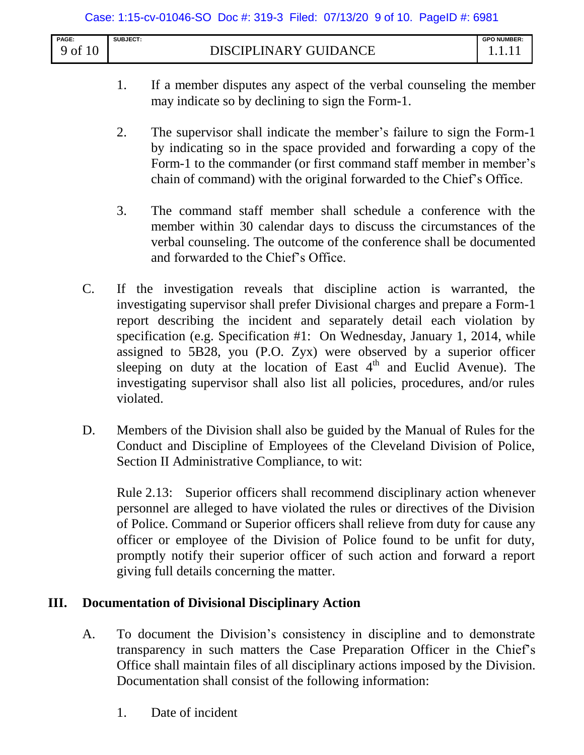1. If a member disputes any aspect of the verbal counseling the member may indicate so by declining to sign the Form-1.

2. The supervisor shall indicate the member's failure to sign the Form-1 by indicating so in the space provided and forwarding a copy of the Form-1 to the commander (or first command staff member in member's chain of command) with the original forwarded to the Chief's Office.

3. The command staff member shall schedule a conference with the member within 30 calendar days to discuss the circumstances of the verbal counseling. The outcome of the conference shall be documented and forwarded to the Chief's Office.

C. If the investigation reveals that discipline action is warranted, the investigating supervisor shall prefer Divisional charges and prepare a Form-1 report describing the incident and separately detail each violation by specification (e.g. Specification #1: On Wednesday, January 1, 2014, while assigned to 5B28, you (P.O. Zyx) were observed by a superior officer sleeping on duty at the location of East 4th and Euclid Avenue). The investigating supervisor shall also list all policies, procedures, and/or rules violated.

D. Members of the Division shall also be guided by the Manual of Rules for the Conduct and Discipline of Employees of the Cleveland Division of Police, Section II Administrative Compliance, to wit:

   Rule 2.13: Superior officers shall recommend disciplinary action whenever personnel are alleged to have violated the rules or directives of the Division of Police. Command or Superior officers shall relieve from duty for cause any officer or employee of the Division of Police found to be unfit for duty, promptly notify their superior officer of such action and forward a report giving full details concerning the matter.

## III. Documentation of Divisional Disciplinary Action

A. To document the Division's consistency in discipline and to demonstrate transparency in such matters the Case Preparation Officer in the Chief's Office shall maintain files of all disciplinary actions imposed by the Division. Documentation shall consist of the following information:

   1. Date of incident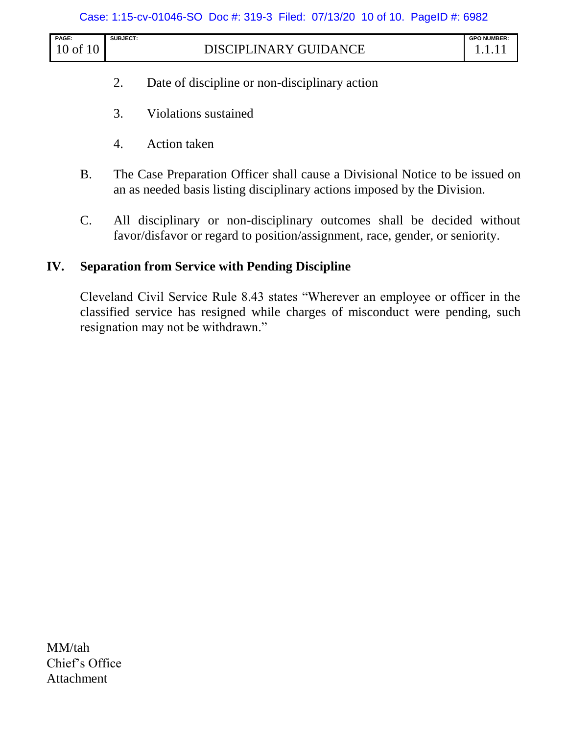2. Date of discipline or non-disciplinary action

3. Violations sustained

4. Action taken

B. The Case Preparation Officer shall cause a Divisional Notice to be issued on an as needed basis listing disciplinary actions imposed by the Division.

C. All disciplinary or non-disciplinary outcomes shall be decided without favor/disfavor or regard to position/assignment, race, gender, or seniority.

## IV. Separation from Service with Pending Discipline

Cleveland Civil Service Rule 8.43 states "Wherever an employee or officer in the classified service has resigned while charges of misconduct were pending, such resignation may not be withdrawn."

MM/tah
Chief's Office
Attachment